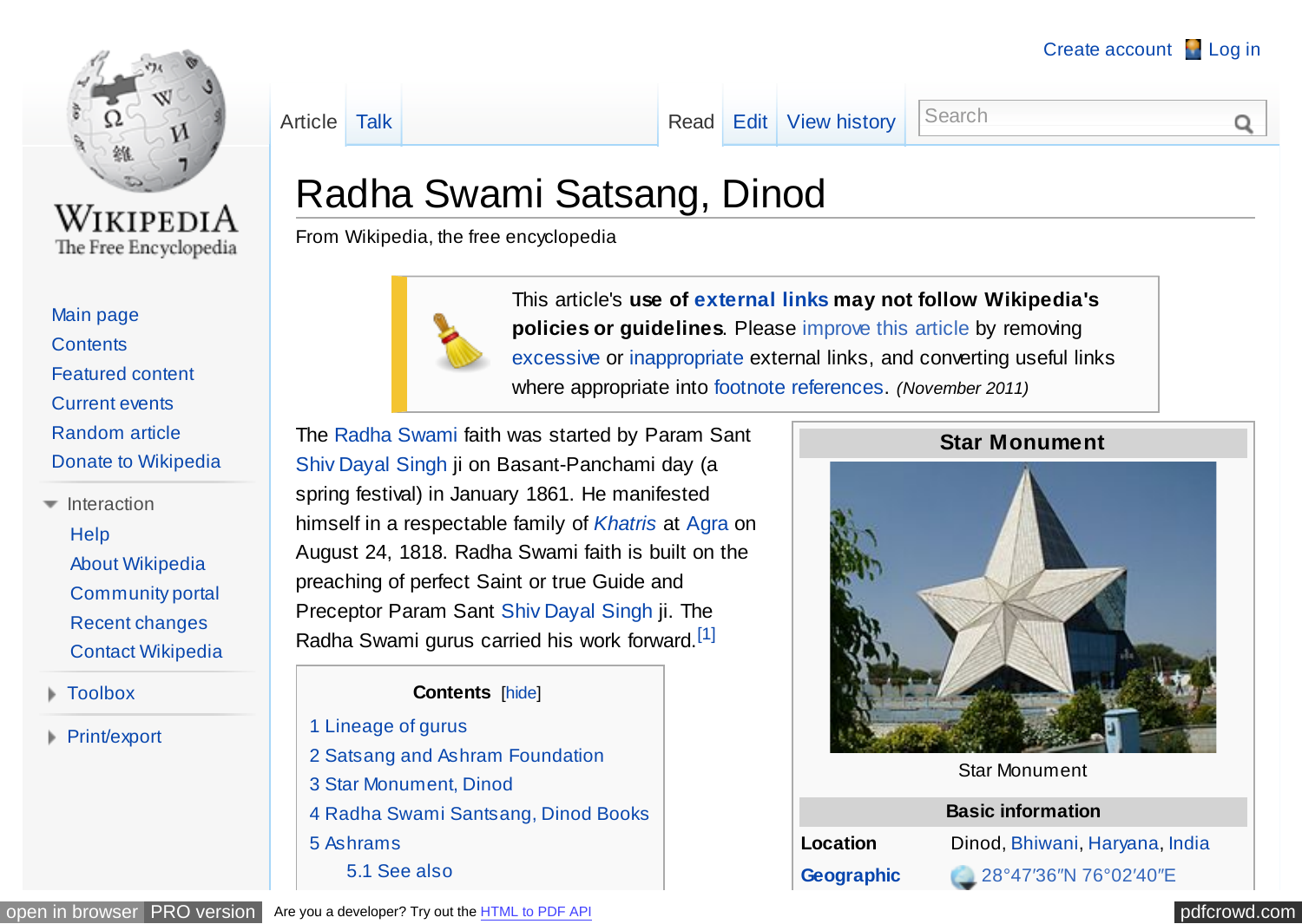# Radha Swami Satsang, Dinod

From Wikipedia, the free encyclopedia

> This article's **use of external links may not follow Wikipedia's policies or guidelines**. Please improve this article by removing excessive or inappropriate external links, and converting useful links where appropriate into footnote references. *(November 2011)*

| Star Monument | |
|---|---|
| Star Monument | |
| **Basic information** | |
| **Location** | Dinod, Bhiwani, Haryana, India |
| **Geographic** | 28°47′36″N 76°02′40″E |

The Radha Swami faith was started by Param Sant Shiv Dayal Singh ji on Basant-Panchami day (a spring festival) in January 1861. He manifested himself in a respectable family of *Khatris* at Agra on August 24, 1818. Radha Swami faith is built on the preaching of perfect Saint or true Guide and Preceptor Param Sant Shiv Dayal Singh ji. The Radha Swami gurus carried his work forward.[1]

**Contents** [hide]

1 Lineage of gurus
2 Satsang and Ashram Foundation
3 Star Monument, Dinod
4 Radha Swami Santsang, Dinod Books
5 Ashrams
  5.1 See also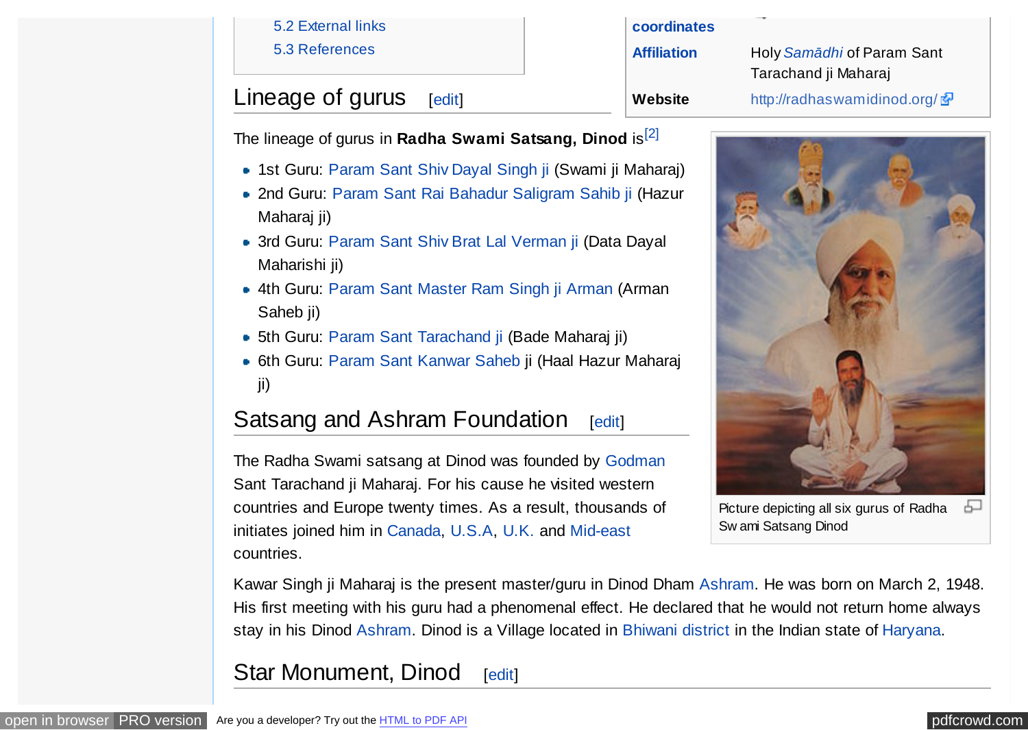5.2 External links
5.3 References

| coordinates | |
|---|---|
| **Affiliation** | Holy *Samādhi* of Param Sant Tarachand ji Maharaj |
| **Website** | http://radhaswamidinod.org/ |

## Lineage of gurus [edit]

The lineage of gurus in **Radha Swami Satsang, Dinod** is[2]

- 1st Guru: Param Sant Shiv Dayal Singh ji (Swami ji Maharaj)
- 2nd Guru: Param Sant Rai Bahadur Saligram Sahib ji (Hazur Maharaj ji)
- 3rd Guru: Param Sant Shiv Brat Lal Verman ji (Data Dayal Maharishi ji)
- 4th Guru: Param Sant Master Ram Singh ji Arman (Arman Saheb ji)
- 5th Guru: Param Sant Tarachand ji (Bade Maharaj ji)
- 6th Guru: Param Sant Kanwar Saheb ji (Haal Hazur Maharaj ji)

Picture depicting all six gurus of Radha Swami Satsang Dinod

## Satsang and Ashram Foundation [edit]

The Radha Swami satsang at Dinod was founded by Godman Sant Tarachand ji Maharaj. For his cause he visited western countries and Europe twenty times. As a result, thousands of initiates joined him in Canada, U.S.A, U.K. and Mid-east countries.

Kawar Singh ji Maharaj is the present master/guru in Dinod Dham Ashram. He was born on March 2, 1948. His first meeting with his guru had a phenomenal effect. He declared that he would not return home always stay in his Dinod Ashram. Dinod is a Village located in Bhiwani district in the Indian state of Haryana.

## Star Monument, Dinod [edit]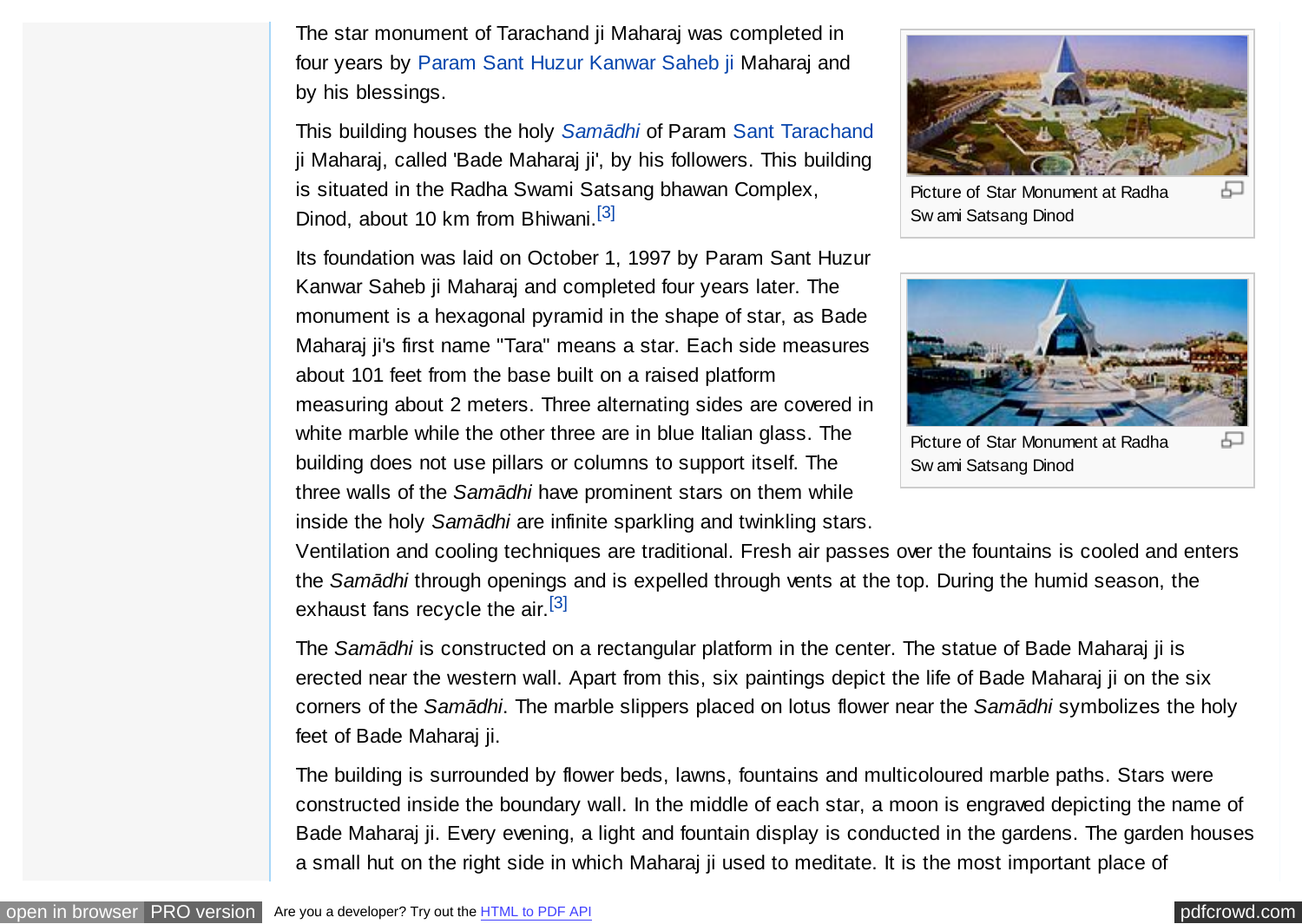The star monument of Tarachand ji Maharaj was completed in four years by Param Sant Huzur Kanwar Saheb ji Maharaj and by his blessings.

This building houses the holy *Samādhi* of Param Sant Tarachand ji Maharaj, called 'Bade Maharaj ji', by his followers. This building is situated in the Radha Swami Satsang bhawan Complex, Dinod, about 10 km from Bhiwani.[3]

Picture of Star Monument at Radha Swami Satsang Dinod

Picture of Star Monument at Radha Swami Satsang Dinod

Its foundation was laid on October 1, 1997 by Param Sant Huzur Kanwar Saheb ji Maharaj and completed four years later. The monument is a hexagonal pyramid in the shape of star, as Bade Maharaj ji's first name "Tara" means a star. Each side measures about 101 feet from the base built on a raised platform measuring about 2 meters. Three alternating sides are covered in white marble while the other three are in blue Italian glass. The building does not use pillars or columns to support itself. The three walls of the *Samādhi* have prominent stars on them while inside the holy *Samādhi* are infinite sparkling and twinkling stars. Ventilation and cooling techniques are traditional. Fresh air passes over the fountains is cooled and enters the *Samādhi* through openings and is expelled through vents at the top. During the humid season, the exhaust fans recycle the air.[3]

The *Samādhi* is constructed on a rectangular platform in the center. The statue of Bade Maharaj ji is erected near the western wall. Apart from this, six paintings depict the life of Bade Maharaj ji on the six corners of the *Samādhi*. The marble slippers placed on lotus flower near the *Samādhi* symbolizes the holy feet of Bade Maharaj ji.

The building is surrounded by flower beds, lawns, fountains and multicoloured marble paths. Stars were constructed inside the boundary wall. In the middle of each star, a moon is engraved depicting the name of Bade Maharaj ji. Every evening, a light and fountain display is conducted in the gardens. The garden houses a small hut on the right side in which Maharaj ji used to meditate. It is the most important place of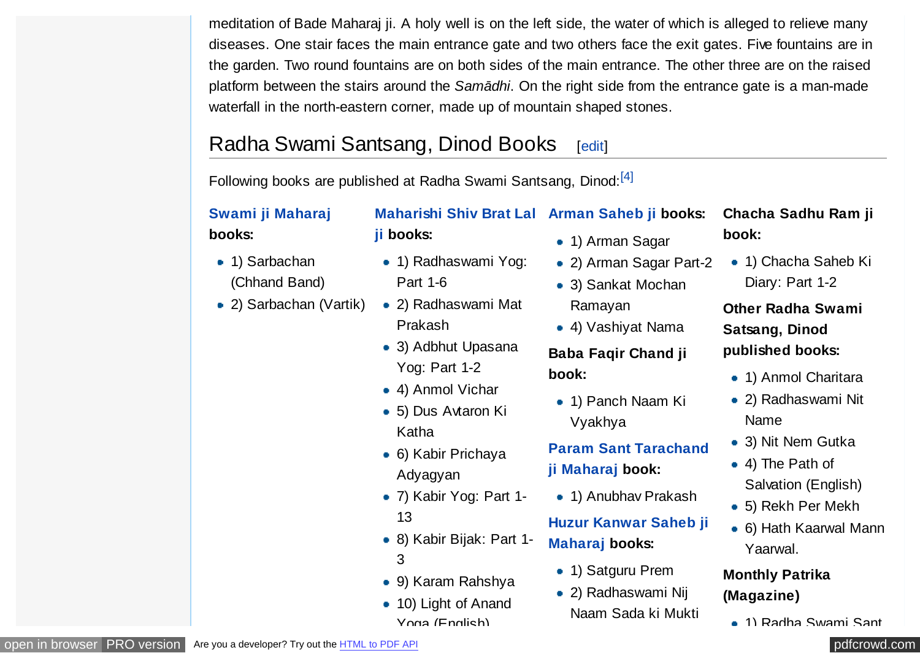meditation of Bade Maharaj ji. A holy well is on the left side, the water of which is alleged to relieve many diseases. One stair faces the main entrance gate and two others face the exit gates. Five fountains are in the garden. Two round fountains are on both sides of the main entrance. The other three are on the raised platform between the stairs around the *Samādhi*. On the right side from the entrance gate is a man-made waterfall in the north-eastern corner, made up of mountain shaped stones.

## Radha Swami Santsang, Dinod Books

Following books are published at Radha Swami Santsang, Dinod:[4]

**Swami ji Maharaj books:**

- 1) Sarbachan (Chhand Band)
- 2) Sarbachan (Vartik)

**Maharishi Shiv Brat Lal ji books:**

- 1) Radhaswami Yog: Part 1-6
- 2) Radhaswami Mat Prakash
- 3) Adbhut Upasana Yog: Part 1-2
- 4) Anmol Vichar
- 5) Dus Avtaron Ki Katha
- 6) Kabir Prichaya Adyagyan
- 7) Kabir Yog: Part 1-13
- 8) Kabir Bijak: Part 1-3
- 9) Karam Rahshya
- 10) Light of Anand Yoga (English)

**Arman Saheb ji books:**

- 1) Arman Sagar
- 2) Arman Sagar Part-2
- 3) Sankat Mochan Ramayan
- 4) Vashiyat Nama

**Baba Faqir Chand ji book:**

- 1) Panch Naam Ki Vyakhya

**Param Sant Tarachand ji Maharaj book:**

- 1) Anubhav Prakash

**Huzur Kanwar Saheb ji Maharaj books:**

- 1) Satguru Prem
- 2) Radhaswami Nij Naam Sada ki Mukti

**Chacha Sadhu Ram ji book:**

- 1) Chacha Saheb Ki Diary: Part 1-2

**Other Radha Swami Satsang, Dinod published books:**

- 1) Anmol Charitara
- 2) Radhaswami Nit Name
- 3) Nit Nem Gutka
- 4) The Path of Salvation (English)
- 5) Rekh Per Mekh
- 6) Hath Kaarwal Mann Yaarwal.

**Monthly Patrika (Magazine)**

- 1) Radha Swami Sant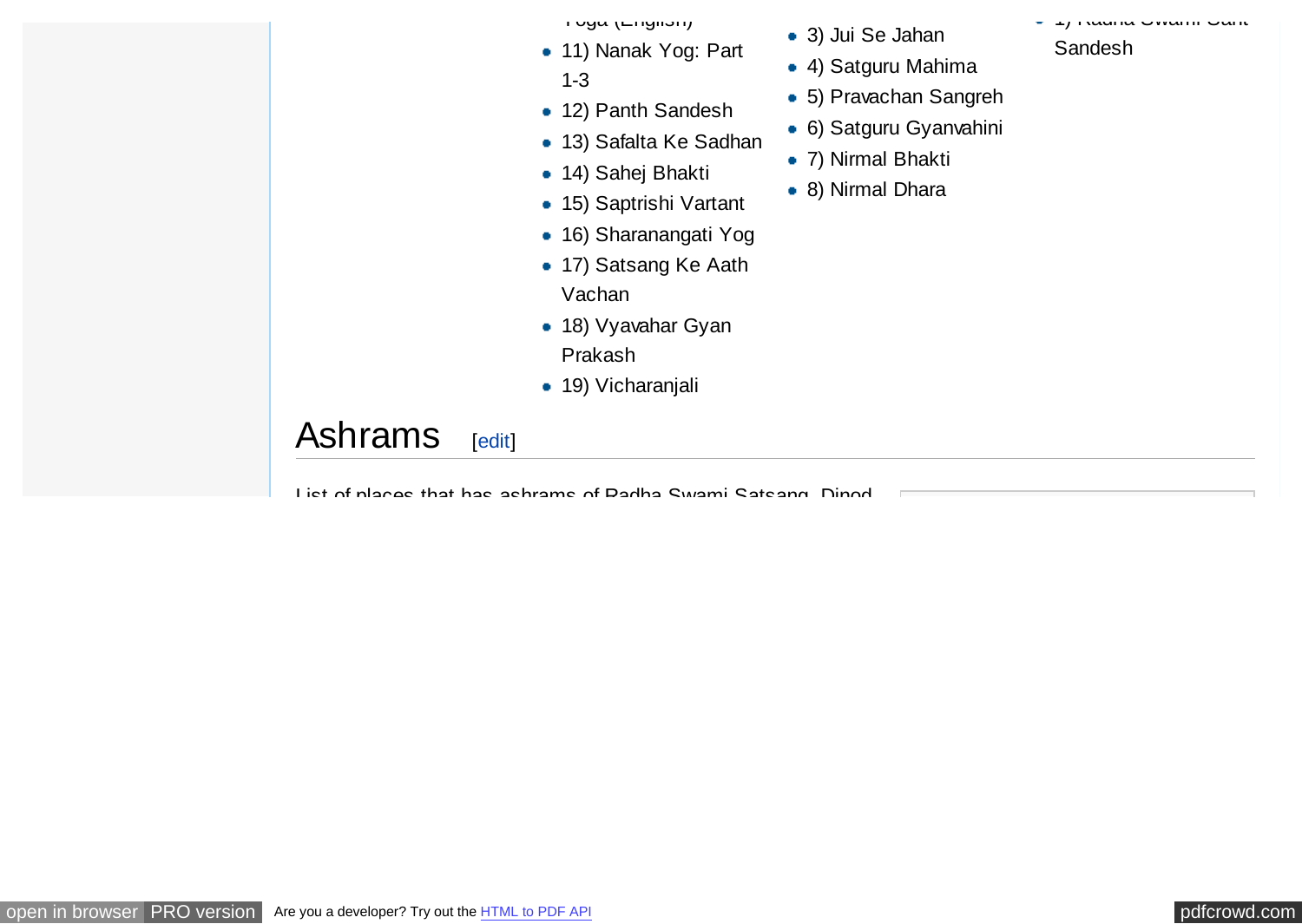Yoga (English)

- 11) Nanak Yog: Part 1-3
- 12) Panth Sandesh
- 13) Safalta Ke Sadhan
- 14) Sahej Bhakti
- 15) Saptrishi Vartant
- 16) Sharanangati Yog
- 17) Satsang Ke Aath Vachan
- 18) Vyavahar Gyan Prakash
- 19) Vicharanjali

- 3) Jui Se Jahan
- 4) Satguru Mahima
- 5) Pravachan Sangreh
- 6) Satguru Gyanvahini
- 7) Nirmal Bhakti
- 8) Nirmal Dhara

- 1) Radha Swami Sant Sandesh

## Ashrams [edit]

List of places that has ashrams of Radha Swami Satsang, Dinod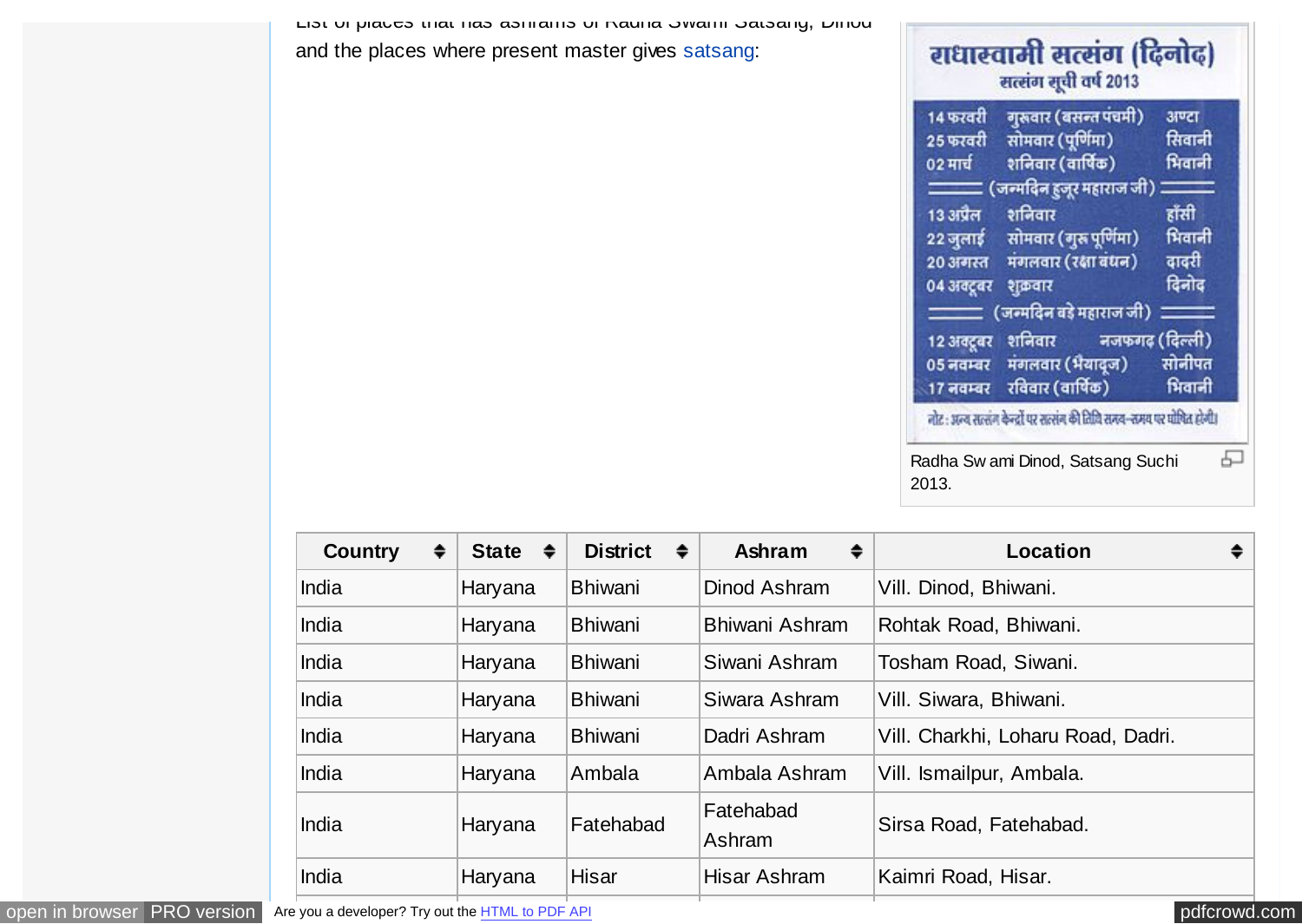List of places that has ashrams of Radha Swami Satsang, Dinod and the places where present master gives satsang:

Radha Swami Dinod, Satsang Suchi 2013.

| Country | State | District | Ashram | Location |
|---|---|---|---|---|
| India | Haryana | Bhiwani | Dinod Ashram | Vill. Dinod, Bhiwani. |
| India | Haryana | Bhiwani | Bhiwani Ashram | Rohtak Road, Bhiwani. |
| India | Haryana | Bhiwani | Siwani Ashram | Tosham Road, Siwani. |
| India | Haryana | Bhiwani | Siwara Ashram | Vill. Siwara, Bhiwani. |
| India | Haryana | Bhiwani | Dadri Ashram | Vill. Charkhi, Loharu Road, Dadri. |
| India | Haryana | Ambala | Ambala Ashram | Vill. Ismailpur, Ambala. |
| India | Haryana | Fatehabad | Fatehabad Ashram | Sirsa Road, Fatehabad. |
| India | Haryana | Hisar | Hisar Ashram | Kaimri Road, Hisar. |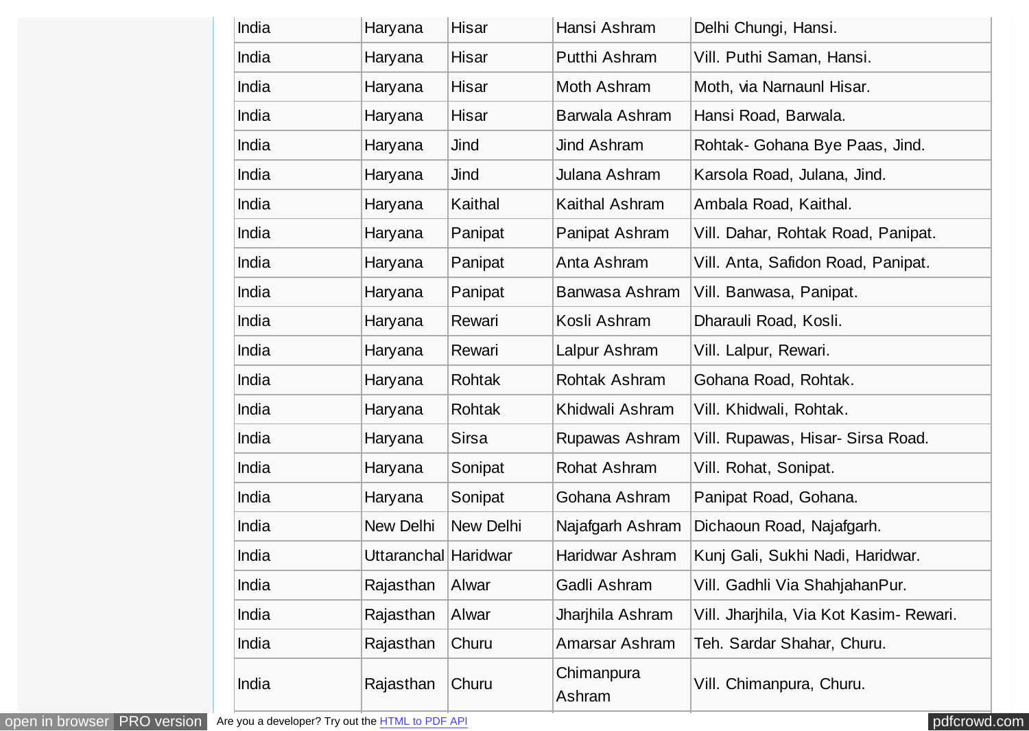| | | | | |
|---|---|---|---|---|
| India | Haryana | Hisar | Hansi Ashram | Delhi Chungi, Hansi. |
| India | Haryana | Hisar | Putthi Ashram | Vill. Puthi Saman, Hansi. |
| India | Haryana | Hisar | Moth Ashram | Moth, via Narnaunl Hisar. |
| India | Haryana | Hisar | Barwala Ashram | Hansi Road, Barwala. |
| India | Haryana | Jind | Jind Ashram | Rohtak- Gohana Bye Paas, Jind. |
| India | Haryana | Jind | Julana Ashram | Karsola Road, Julana, Jind. |
| India | Haryana | Kaithal | Kaithal Ashram | Ambala Road, Kaithal. |
| India | Haryana | Panipat | Panipat Ashram | Vill. Dahar, Rohtak Road, Panipat. |
| India | Haryana | Panipat | Anta Ashram | Vill. Anta, Safidon Road, Panipat. |
| India | Haryana | Panipat | Banwasa Ashram | Vill. Banwasa, Panipat. |
| India | Haryana | Rewari | Kosli Ashram | Dharauli Road, Kosli. |
| India | Haryana | Rewari | Lalpur Ashram | Vill. Lalpur, Rewari. |
| India | Haryana | Rohtak | Rohtak Ashram | Gohana Road, Rohtak. |
| India | Haryana | Rohtak | Khidwali Ashram | Vill. Khidwali, Rohtak. |
| India | Haryana | Sirsa | Rupawas Ashram | Vill. Rupawas, Hisar- Sirsa Road. |
| India | Haryana | Sonipat | Rohat Ashram | Vill. Rohat, Sonipat. |
| India | Haryana | Sonipat | Gohana Ashram | Panipat Road, Gohana. |
| India | New Delhi | New Delhi | Najafgarh Ashram | Dichaoun Road, Najafgarh. |
| India | Uttaranchal | Haridwar | Haridwar Ashram | Kunj Gali, Sukhi Nadi, Haridwar. |
| India | Rajasthan | Alwar | Gadli Ashram | Vill. Gadhli Via ShahjahanPur. |
| India | Rajasthan | Alwar | Jharjhila Ashram | Vill. Jharjhila, Via Kot Kasim- Rewari. |
| India | Rajasthan | Churu | Amarsar Ashram | Teh. Sardar Shahar, Churu. |
| India | Rajasthan | Churu | Chimanpura Ashram | Vill. Chimanpura, Churu. |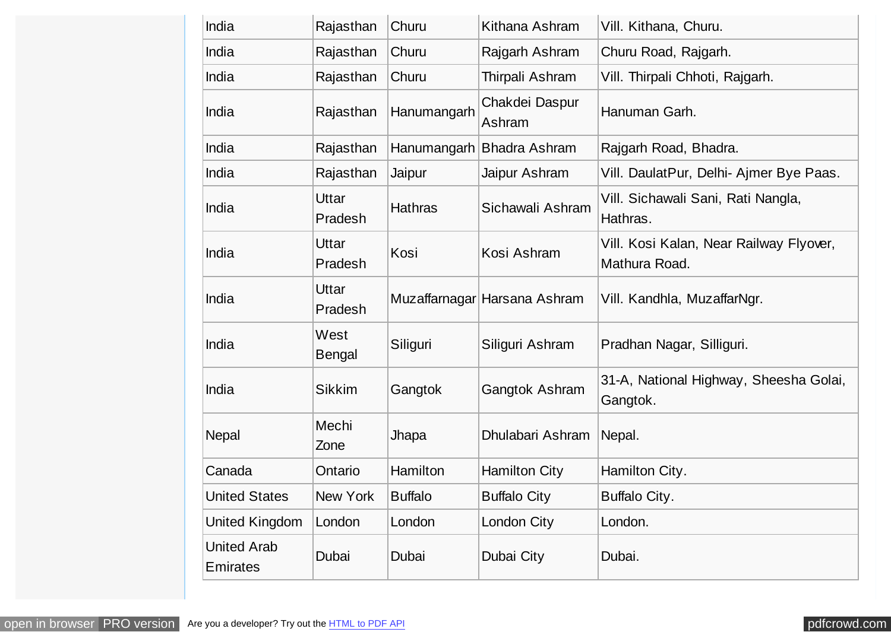| India | Rajasthan | Churu | Kithana Ashram | Vill. Kithana, Churu. |
|---|---|---|---|---|
| India | Rajasthan | Churu | Rajgarh Ashram | Churu Road, Rajgarh. |
| India | Rajasthan | Churu | Thirpali Ashram | Vill. Thirpali Chhoti, Rajgarh. |
| India | Rajasthan | Hanumangarh | Chakdei Daspur Ashram | Hanuman Garh. |
| India | Rajasthan | Hanumangarh | Bhadra Ashram | Rajgarh Road, Bhadra. |
| India | Rajasthan | Jaipur | Jaipur Ashram | Vill. DaulatPur, Delhi- Ajmer Bye Paas. |
| India | Uttar Pradesh | Hathras | Sichawali Ashram | Vill. Sichawali Sani, Rati Nangla, Hathras. |
| India | Uttar Pradesh | Kosi | Kosi Ashram | Vill. Kosi Kalan, Near Railway Flyover, Mathura Road. |
| India | Uttar Pradesh | Muzaffarnagar | Harsana Ashram | Vill. Kandhla, MuzaffarNgr. |
| India | West Bengal | Siliguri | Siliguri Ashram | Pradhan Nagar, Silliguri. |
| India | Sikkim | Gangtok | Gangtok Ashram | 31-A, National Highway, Sheesha Golai, Gangtok. |
| Nepal | Mechi Zone | Jhapa | Dhulabari Ashram | Nepal. |
| Canada | Ontario | Hamilton | Hamilton City | Hamilton City. |
| United States | New York | Buffalo | Buffalo City | Buffalo City. |
| United Kingdom | London | London | London City | London. |
| United Arab Emirates | Dubai | Dubai | Dubai City | Dubai. |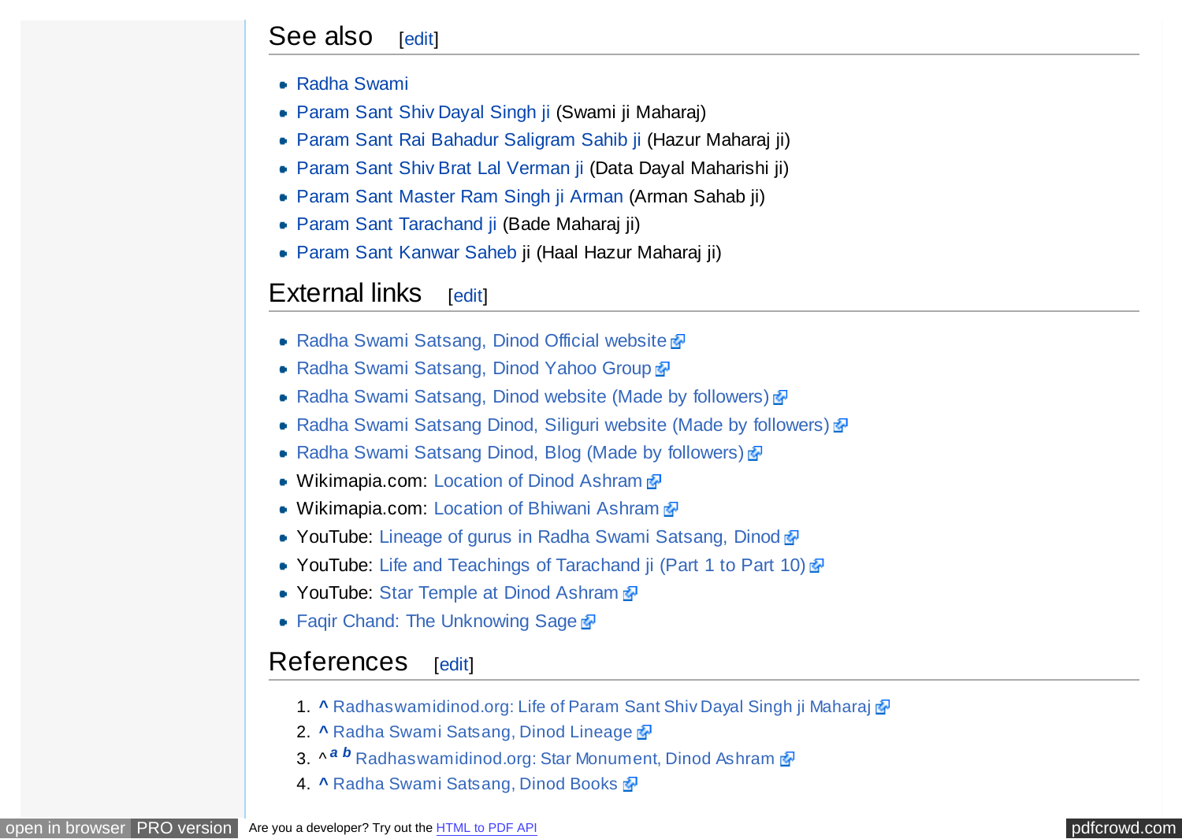## See also [edit]

- Radha Swami
- Param Sant Shiv Dayal Singh ji (Swami ji Maharaj)
- Param Sant Rai Bahadur Saligram Sahib ji (Hazur Maharaj ji)
- Param Sant Shiv Brat Lal Verman ji (Data Dayal Maharishi ji)
- Param Sant Master Ram Singh ji Arman (Arman Sahab ji)
- Param Sant Tarachand ji (Bade Maharaj ji)
- Param Sant Kanwar Saheb ji (Haal Hazur Maharaj ji)

## External links [edit]

- Radha Swami Satsang, Dinod Official website
- Radha Swami Satsang, Dinod Yahoo Group
- Radha Swami Satsang, Dinod website (Made by followers)
- Radha Swami Satsang Dinod, Siliguri website (Made by followers)
- Radha Swami Satsang Dinod, Blog (Made by followers)
- Wikimapia.com: Location of Dinod Ashram
- Wikimapia.com: Location of Bhiwani Ashram
- YouTube: Lineage of gurus in Radha Swami Satsang, Dinod
- YouTube: Life and Teachings of Tarachand ji (Part 1 to Part 10)
- YouTube: Star Temple at Dinod Ashram
- Faqir Chand: The Unknowing Sage

## References [edit]

1. ^ Radhaswamidinod.org: Life of Param Sant Shiv Dayal Singh ji Maharaj
2. ^ Radha Swami Satsang, Dinod Lineage
3. ^ *a* *b* Radhaswamidinod.org: Star Monument, Dinod Ashram
4. ^ Radha Swami Satsang, Dinod Books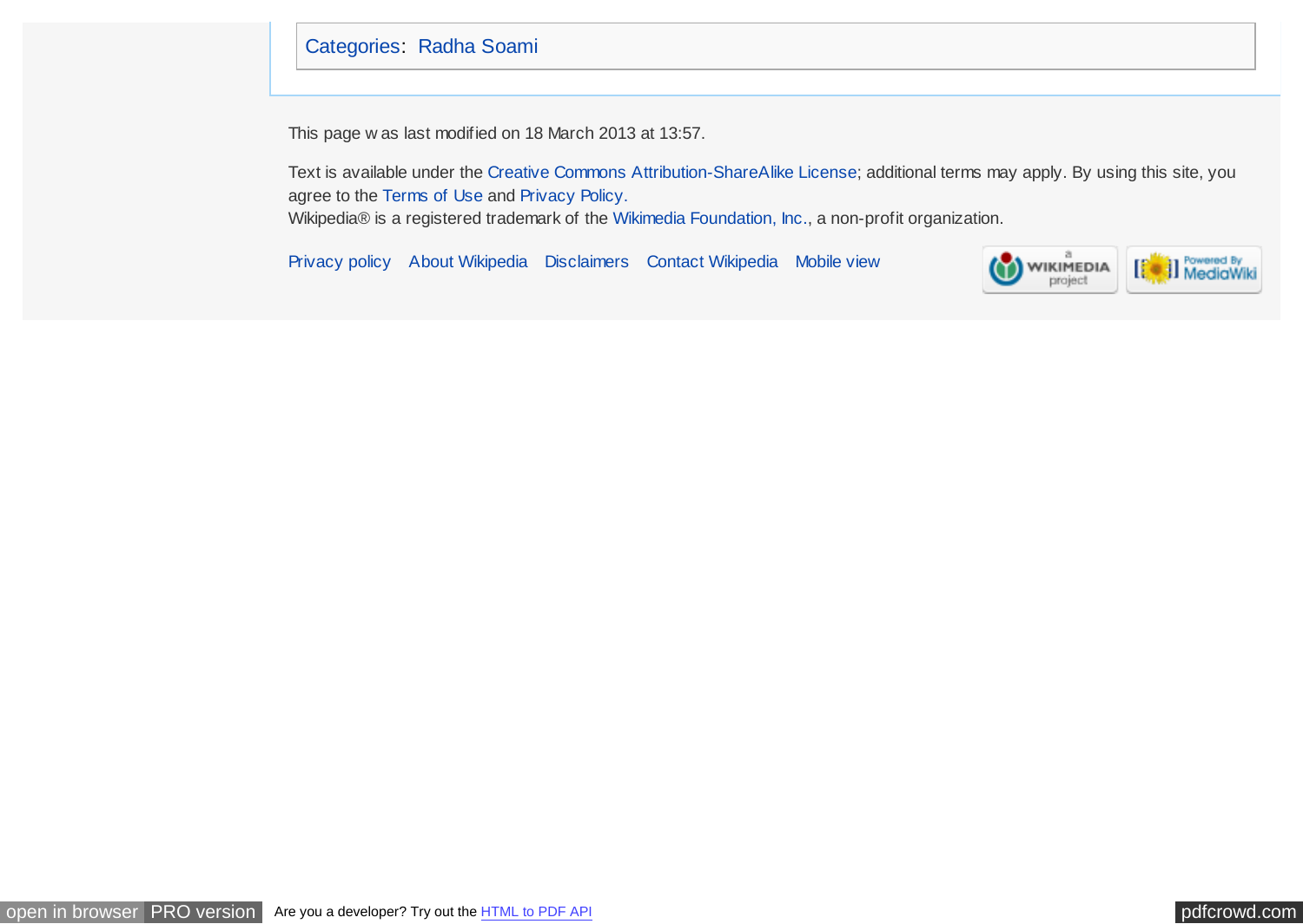Categories: Radha Soami

This page was last modified on 18 March 2013 at 13:57.

Text is available under the Creative Commons Attribution-ShareAlike License; additional terms may apply. By using this site, you agree to the Terms of Use and Privacy Policy.
Wikipedia® is a registered trademark of the Wikimedia Foundation, Inc., a non-profit organization.

Privacy policy About Wikipedia Disclaimers Contact Wikipedia Mobile view